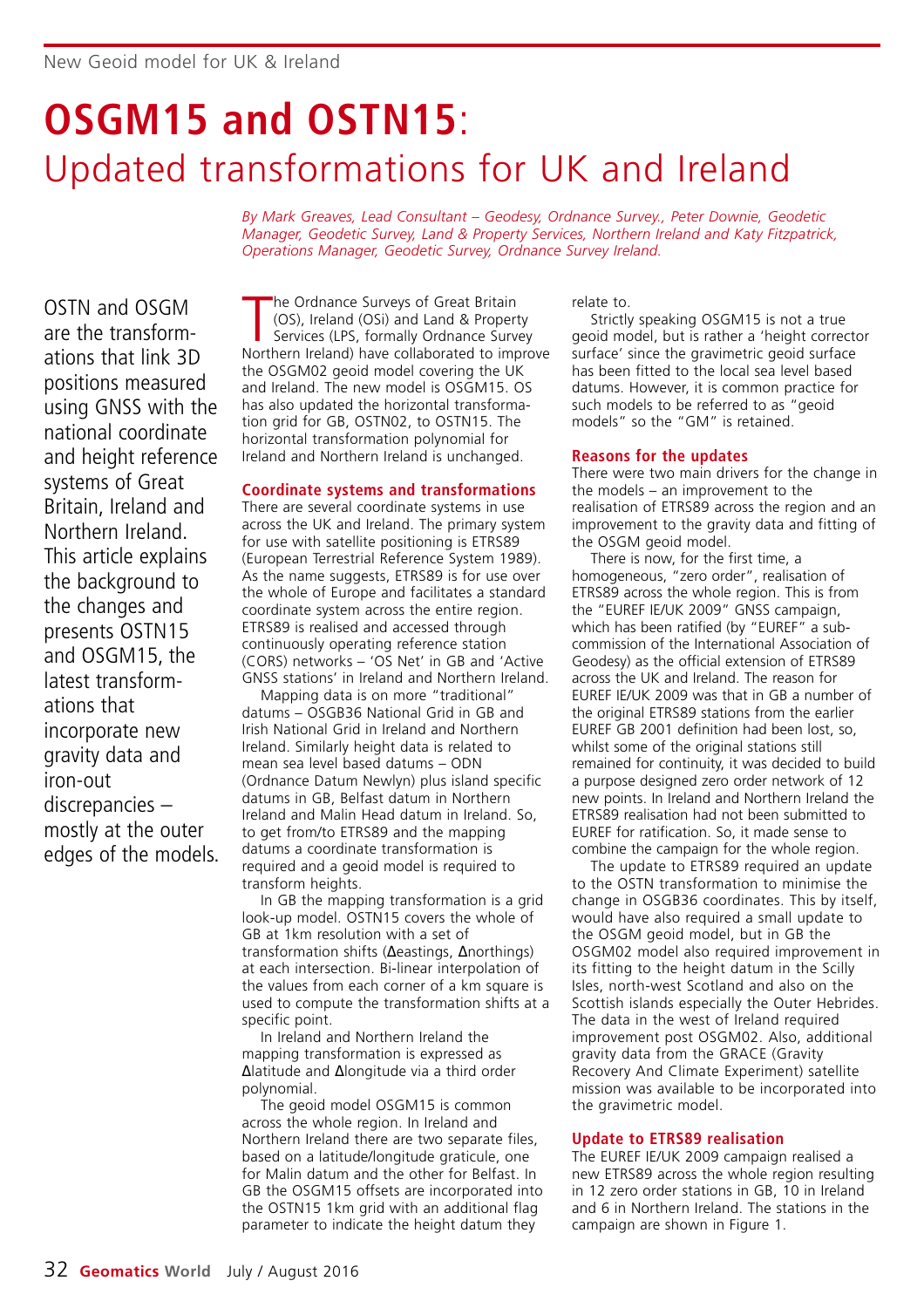# **OSGM15 and OSTN15**: Updated transformations for UK and Ireland

*By Mark Greaves, Lead Consultant – Geodesy, Ordnance Survey., Peter Downie, Geodetic Manager, Geodetic Survey, Land & Property Services, Northern Ireland and Katy Fitzpatrick, Operations Manager, Geodetic Survey, Ordnance Survey Ireland.*

OSTN and OSGM are the transformations that link 3D positions measured using GNSS with the national coordinate and height reference systems of Great Britain, Ireland and Northern Ireland. This article explains the background to the changes and presents OSTN15 and OSGM15, the latest transformations that incorporate new gravity data and iron-out discrepancies – mostly at the outer edges of the models.

The Ordnance Surveys of Great Britain (OS), Ireland (OSi) and Land & Property Services (LPS, formally Ordnance Survey Northern Ireland) have collaborated to improve the OSGM02 geoid model covering the UK and Ireland. The new model is OSGM15. OS has also updated the horizontal transformation grid for GB, OSTN02, to OSTN15. The horizontal transformation polynomial for Ireland and Northern Ireland is unchanged.

## Coordinate systems and transformations

There are several coordinate systems in use across the UK and Ireland. The primary system for use with satellite positioning is ETRS89 (European Terrestrial Reference System 1989). As the name suggests, ETRS89 is for use over the whole of Europe and facilitates a standard coordinate system across the entire region. ETRS89 is realised and accessed through continuously operating reference station (CORS) networks – 'OS Net' in GB and 'Active GNSS stations' in Ireland and Northern Ireland.

Mapping data is on more "traditional" datums – OSGB36 National Grid in GB and Irish National Grid in Ireland and Northern Ireland. Similarly height data is related to mean sea level based datums – ODN (Ordnance Datum Newlyn) plus island specific datums in GB, Belfast datum in Northern Ireland and Malin Head datum in Ireland. So, to get from/to ETRS89 and the mapping datums a coordinate transformation is required and a geoid model is required to transform heights.

In GB the mapping transformation is a grid look-up model. OSTN15 covers the whole of GB at 1km resolution with a set of transformation shifts (Δeastings, Δnorthings) at each intersection. Bi-linear interpolation of the values from each corner of a km square is used to compute the transformation shifts at a specific point.

In Ireland and Northern Ireland the mapping transformation is expressed as Δlatitude and Δlongitude via a third order polynomial.

The geoid model OSGM15 is common across the whole region. In Ireland and Northern Ireland there are two separate files, based on a latitude/longitude graticule, one for Malin datum and the other for Belfast. In GB the OSGM15 offsets are incorporated into the OSTN15 1km grid with an additional flag parameter to indicate the height datum they relate to.

Strictly speaking OSGM15 is not a true geoid model, but is rather a 'height corrector surface' since the gravimetric geoid surface has been fitted to the local sea level based datums. However, it is common practice for such models to be referred to as "geoid models" so the "GM" is retained.

## Reasons for the updates

There were two main drivers for the change in the models – an improvement to the realisation of ETRS89 across the region and an improvement to the gravity data and fitting of the OSGM geoid model.

There is now, for the first time, a homogeneous, "zero order", realisation of ETRS89 across the whole region. This is from the "EUREF IE/UK 2009" GNSS campaign, which has been ratified (by "EUREF" a sub-commission of the International Association of Geodesy) as the official extension of ETRS89 across the UK and Ireland. The reason for EUREF IE/UK 2009 was that in GB a number of the original ETRS89 stations from the earlier EUREF GB 2001 definition had been lost, so, whilst some of the original stations still remained for continuity, it was decided to build a purpose designed zero order network of 12 new points. In Ireland and Northern Ireland the ETRS89 realisation had not been submitted to EUREF for ratification. So, it made sense to combine the campaign for the whole region.

The update to ETRS89 required an update to the OSTN transformation to minimise the change in OSGB36 coordinates. This by itself, would have also required a small update to the OSGM02 geoid model, but in GB the OSGM02 model also required improvement in its fitting to the height datum in the Scilly Isles, north-west Scotland and also on the Scottish islands especially the Outer Hebrides. The data in the west of Ireland required improvement post OSGM02. Also, additional gravity data from the GRACE (Gravity Recovery And Climate Experiment) satellite mission was available to be incorporated into the gravimetric model.

## Update to ETRS89 realisation

The EUREF IE/UK 2009 campaign realised a new ETRS89 across the whole region resulting in 12 zero order stations in GB, 10 in Ireland and 6 in Northern Ireland. The stations in the campaign are shown in Figure 1.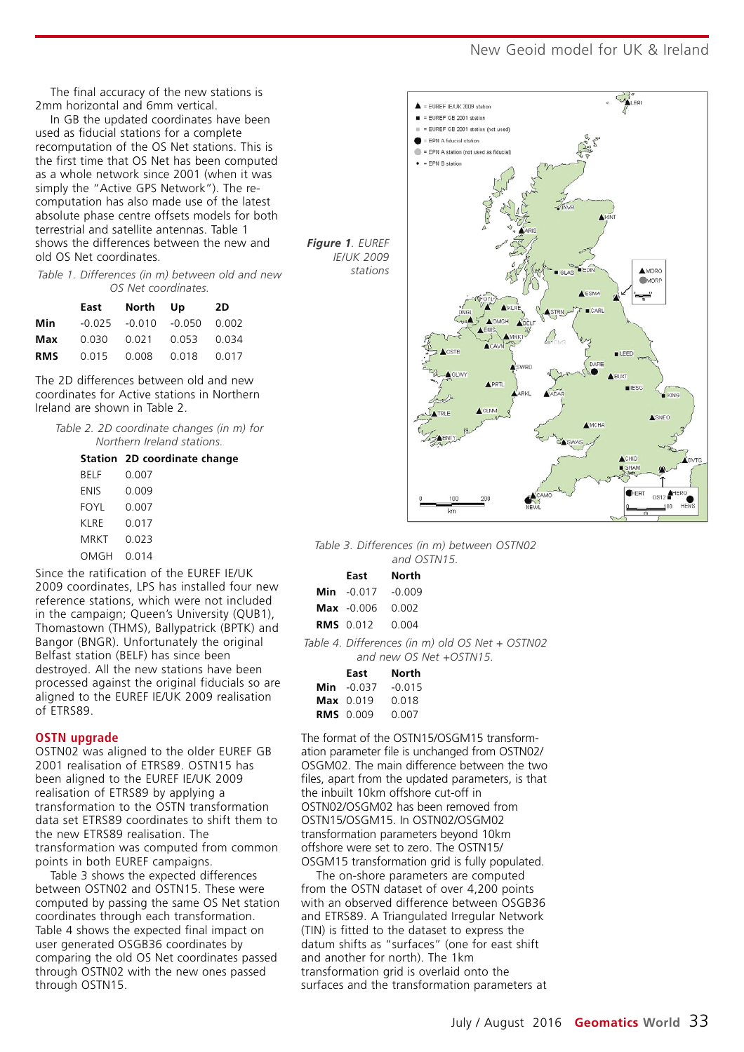The final accuracy of the new stations is 2mm horizontal and 6mm vertical.

In GB the updated coordinates have been used as fiducial stations for a complete recomputation of the OS Net stations. This is the first time that OS Net has been computed as a whole network since 2001 (when it was simply the "Active GPS Network"). The re-computation has also made use of the latest absolute phase centre offsets models for both terrestrial and satellite antennas. Table 1 shows the differences between the new and old OS Net coordinates.

*Table 1. Differences (in m) between old and new OS Net coordinates.*

| | East | North | Up | 2D |
|---|---|---|---|---|
| **Min** | -0.025 | -0.010 | -0.050 | 0.002 |
| **Max** | 0.030 | 0.021 | 0.053 | 0.034 |
| **RMS** | 0.015 | 0.008 | 0.018 | 0.017 |

The 2D differences between old and new coordinates for Active stations in Northern Ireland are shown in Table 2.

*Table 2. 2D coordinate changes (in m) for Northern Ireland stations.*

| Station | 2D coordinate change |
|---|---|
| BELF | 0.007 |
| ENIS | 0.009 |
| FOYL | 0.007 |
| KLRE | 0.017 |
| MRKT | 0.023 |
| OMGH | 0.014 |

Since the ratification of the EUREF IE/UK 2009 coordinates, LPS has installed four new reference stations, which were not included in the campaign; Queen's University (QUB1), Thomastown (THMS), Ballypatrick (BPTK) and Bangor (BNGR). Unfortunately the original Belfast station (BELF) has since been destroyed. All the new stations have been processed against the original fiducials so are aligned to the EUREF IE/UK 2009 realisation of ETRS89.

## OSTN upgrade

OSTN02 was aligned to the older EUREF GB 2001 realisation of ETRS89. OSTN15 has been aligned to the EUREF IE/UK 2009 realisation of ETRS89 by applying a transformation to the OSTN transformation data set ETRS89 coordinates to shift them to the new ETRS89 realisation. The transformation was computed from common points in both EUREF campaigns.

Table 3 shows the expected differences between OSTN02 and OSTN15. These were computed by passing the same OS Net station coordinates through each transformation. Table 4 shows the expected final impact on user generated OSGB36 coordinates by comparing the old OS Net coordinates passed through OSTN02 with the new ones passed through OSTN15.

***Figure 1**. EUREF IE/UK 2009 stations*

*Table 3. Differences (in m) between OSTN02 and OSTN15.*

| | East | North |
|---|---|---|
| **Min** | -0.017 | -0.009 |
| **Max** | -0.006 | 0.002 |
| **RMS** | 0.012 | 0.004 |

*Table 4. Differences (in m) old OS Net + OSTN02 and new OS Net +OSTN15.*

| | East | North |
|---|---|---|
| **Min** | -0.037 | -0.015 |
| **Max** | 0.019 | 0.018 |
| **RMS** | 0.009 | 0.007 |

The format of the OSTN15/OSGM15 transformation parameter file is unchanged from OSTN02/OSGM02. The main difference between the two files, apart from the updated parameters, is that the inbuilt 10km offshore cut-off in OSTN02/OSGM02 has been removed from OSTN15/OSGM15. In OSTN02/OSGM02 transformation parameters beyond 10km offshore were set to zero. The OSTN15/OSGM15 transformation grid is fully populated.

The on-shore parameters are computed from the OSTN dataset of over 4,200 points with an observed difference between OSGB36 and ETRS89. A Triangulated Irregular Network (TIN) is fitted to the dataset to express the datum shifts as "surfaces" (one for east shift and another for north). The 1km transformation grid is overlaid onto the surfaces and the transformation parameters at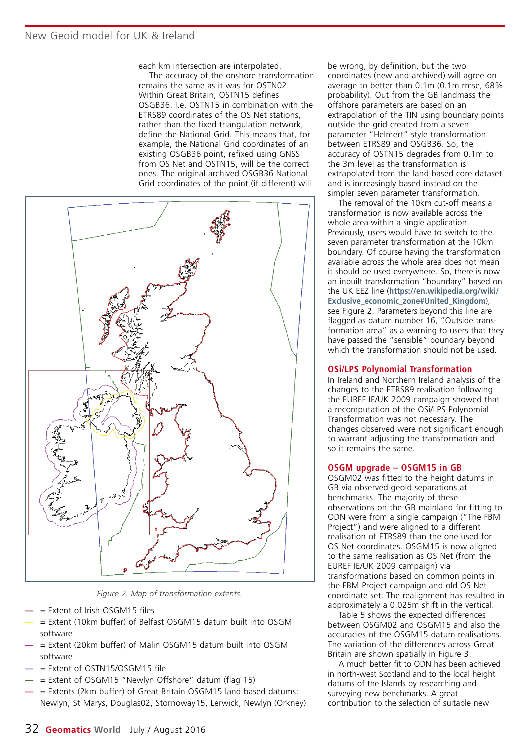each km intersection are interpolated.

The accuracy of the onshore transformation remains the same as it was for OSTN02. Within Great Britain, OSTN15 defines OSGB36. I.e. OSTN15 in combination with the ETRS89 coordinates of the OS Net stations, rather than the fixed triangulation network, define the National Grid. This means that, for example, the National Grid coordinates of an existing OSGB36 point, refixed using GNSS from OS Net and OSTN15, will be the correct ones. The original archived OSGB36 National Grid coordinates of the point (if different) will be wrong, by definition, but the two coordinates (new and archived) will agree on average to better than 0.1m (0.1m rmse, 68% probability). Out from the GB landmass the offshore parameters are based on an extrapolation of the TIN using boundary points outside the grid created from a seven parameter "Helmert" style transformation between ETRS89 and OSGB36. So, the accuracy of OSTN15 degrades from 0.1m to the 3m level as the transformation is extrapolated from the land based core dataset and is increasingly based instead on the simpler seven parameter transformation.

The removal of the 10km cut-off means a transformation is now available across the whole area within a single application. Previously, users would have to switch to the seven parameter transformation at the 10km boundary. Of course having the transformation available across the whole area does not mean it should be used everywhere. So, there is now an inbuilt transformation "boundary" based on the UK EEZ line (**https://en.wikipedia.org/wiki/Exclusive_economic_zone#United_Kingdom**), see Figure 2. Parameters beyond this line are flagged as datum number 16, "Outside transformation area" as a warning to users that they have passed the "sensible" boundary beyond which the transformation should not be used.

*Figure 2. Map of transformation extents.*

- — = Extent of Irish OSGM15 files
- — = Extent (10km buffer) of Belfast OSGM15 datum built into OSGM software
- — = Extent (20km buffer) of Malin OSGM15 datum built into OSGM software
- — = Extent of OSTN15/OSGM15 file
- — = Extent of OSGM15 "Newlyn Offshore" datum (flag 15)
- — = Extents (2km buffer) of Great Britain OSGM15 land based datums: Newlyn, St Marys, Douglas02, Stornoway15, Lerwick, Newlyn (Orkney)

## OSi/LPS Polynomial Transformation

In Ireland and Northern Ireland analysis of the changes to the ETRS89 realisation following the EUREF IE/UK 2009 campaign showed that a recomputation of the OSi/LPS Polynomial Transformation was not necessary. The changes observed were not significant enough to warrant adjusting the transformation and so it remains the same.

## OSGM upgrade – OSGM15 in GB

OSGM02 was fitted to the height datums in GB via observed geoid separations at benchmarks. The majority of these observations on the GB mainland for fitting to ODN were from a single campaign ("The FBM Project") and were aligned to a different realisation of ETRS89 than the one used for OS Net coordinates. OSGM15 is now aligned to the same realisation as OS Net (from the EUREF IE/UK 2009 campaign) via transformations based on common points in the FBM Project campaign and old OS Net coordinate set. The realignment has resulted in approximately a 0.025m shift in the vertical.

Table 5 shows the expected differences between OSGM02 and OSGM15 and also the accuracies of the OSGM15 datum realisations. The variation of the differences across Great Britain are shown spatially in Figure 3.

A much better fit to ODN has been achieved in north-west Scotland and to the local height datums of the Islands by researching and surveying new benchmarks. A great contribution to the selection of suitable new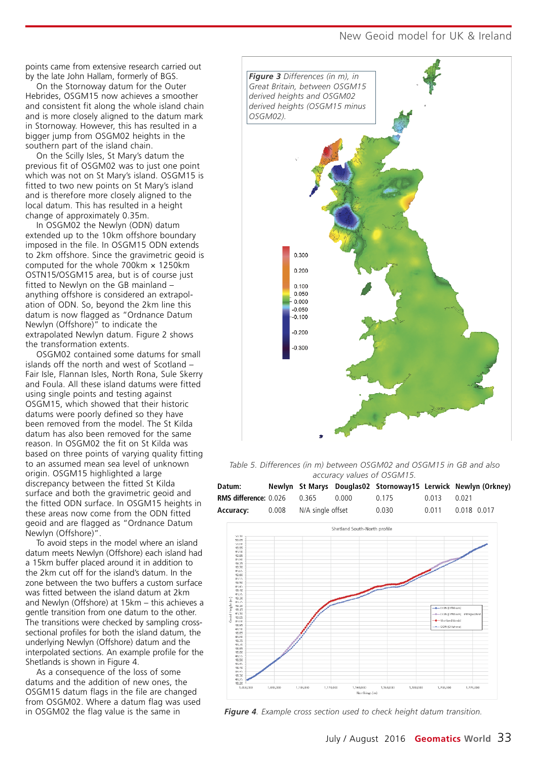points came from extensive research carried out by the late John Hallam, formerly of BGS.

On the Stornoway datum for the Outer Hebrides, OSGM15 now achieves a smoother and consistent fit along the whole island chain and is more closely aligned to the datum mark in Stornoway. However, this has resulted in a bigger jump from OSGM02 heights in the southern part of the island chain.

On the Scilly Isles, St Mary's datum the previous fit of OSGM02 was to just one point which was not on St Mary's island. OSGM15 is fitted to two new points on St Mary's island and is therefore more closely aligned to the local datum. This has resulted in a height change of approximately 0.35m.

In OSGM02 the Newlyn (ODN) datum extended up to the 10km offshore boundary imposed in the file. In OSGM15 ODN extends to 2km offshore. Since the gravimetric geoid is computed for the whole 700km × 1250km OSTN15/OSGM15 area, but is of course just fitted to Newlyn on the GB mainland – anything offshore is considered an extrapolation of ODN. So, beyond the 2km line this datum is now flagged as "Ordnance Datum Newlyn (Offshore)" to indicate the extrapolated Newlyn datum. Figure 2 shows the transformation extents.

OSGM02 contained some datums for small islands off the north and west of Scotland – Fair Isle, Flannan Isles, North Rona, Sule Skerry and Foula. All these island datums were fitted using single points and testing against OSGM15, which showed that their historic datums were poorly defined so they have been removed from the model. The St Kilda datum has also been removed for the same reason. In OSGM02 the fit on St Kilda was based on three points of varying quality fitting to an assumed mean sea level of unknown origin. OSGM15 highlighted a large discrepancy between the fitted St Kilda surface and both the gravimetric geoid and the fitted ODN surface. In OSGM15 heights in these areas now come from the ODN fitted geoid and are flagged as "Ordnance Datum Newlyn (Offshore)".

To avoid steps in the model where an island datum meets Newlyn (Offshore) each island had a 15km buffer placed around it in addition to the 2km cut off for the island's datum. In the zone between the two buffers a custom surface was fitted between the island datum at 2km and Newlyn (Offshore) at 15km – this achieves a gentle transition from one datum to the other. The transitions were checked by sampling cross-sectional profiles for both the island datum, the underlying Newlyn (Offshore) datum and the interpolated sections. An example profile for the Shetlands is shown in Figure 4.

As a consequence of the loss of some datums and the addition of new ones, the OSGM15 datum flags in the file are changed from OSGM02. Where a datum flag was used in OSGM02 the flag value is the same in

***Figure 3*** *Differences (in m), in Great Britain, between OSGM15 derived heights and OSGM02 derived heights (OSGM15 minus OSGM02).*

*Table 5. Differences (in m) between OSGM02 and OSGM15 in GB and also accuracy values of OSGM15.*

| Datum: | Newlyn | St Marys | Douglas02 | Stornoway15 | Lerwick | Newlyn (Orkney) |
|---|---|---|---|---|---|---|
| RMS difference: | 0.026 | 0.365 | 0.000 | 0.175 | 0.013 | 0.021 |
| Accuracy: | 0.008 | N/A single offset | | 0.030 | 0.011 | 0.018 0.017 |

***Figure 4***. *Example cross section used to check height datum transition.*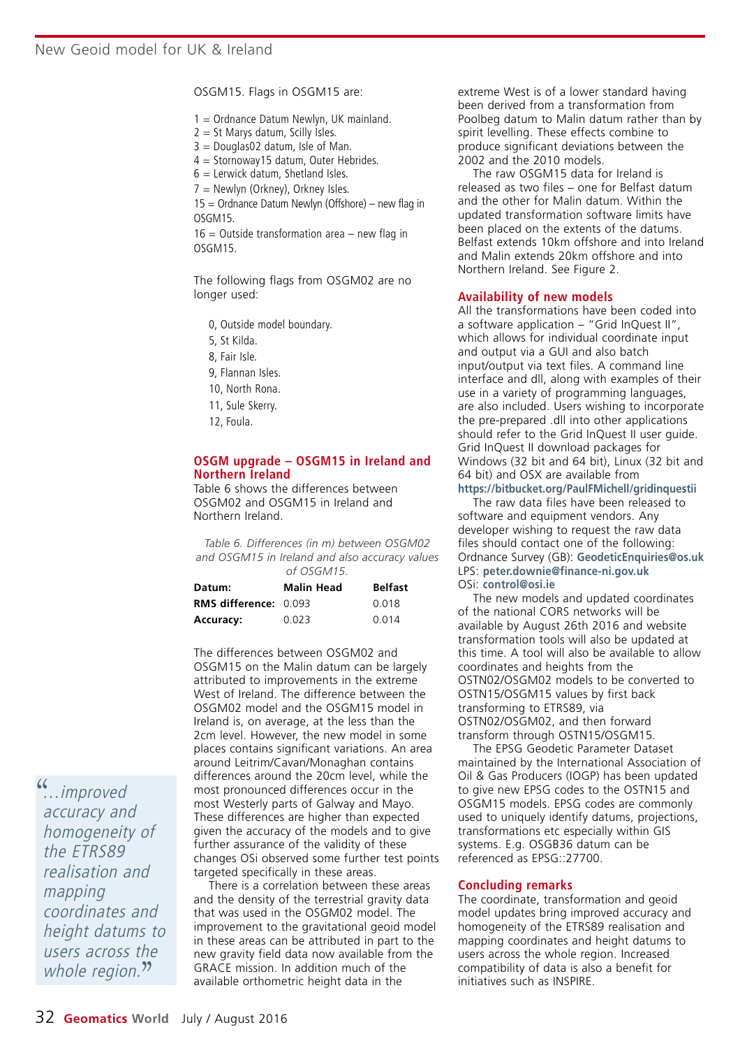OSGM15. Flags in OSGM15 are:

1 = Ordnance Datum Newlyn, UK mainland.
2 = St Marys datum, Scilly Isles.
3 = Douglas02 datum, Isle of Man.
4 = Stornoway15 datum, Outer Hebrides.
6 = Lerwick datum, Shetland Isles.
7 = Newlyn (Orkney), Orkney Isles.
15 = Ordnance Datum Newlyn (Offshore) – new flag in OSGM15.
16 = Outside transformation area – new flag in OSGM15.

The following flags from OSGM02 are no longer used:

- 0, Outside model boundary.
- 5, St Kilda.
- 8, Fair Isle.
- 9, Flannan Isles.
- 10, North Rona.
- 11, Sule Skerry.
- 12, Foula.

## OSGM upgrade – OSGM15 in Ireland and Northern Ireland

Table 6 shows the differences between OSGM02 and OSGM15 in Ireland and Northern Ireland.

*Table 6. Differences (in m) between OSGM02 and OSGM15 in Ireland and also accuracy values of OSGM15.*

| Datum: | Malin Head | Belfast |
|---|---|---|
| **RMS difference:** | 0.093 | 0.018 |
| **Accuracy:** | 0.023 | 0.014 |

The differences between OSGM02 and OSGM15 on the Malin datum can be largely attributed to improvements in the extreme West of Ireland. The difference between the OSGM02 model and the OSGM15 model in Ireland is, on average, at the less than the 2cm level. However, the new model in some places contains significant variations. An area around Leitrim/Cavan/Monaghan contains differences around the 20cm level, while the most pronounced differences occur in the most Westerly parts of Galway and Mayo. These differences are higher than expected given the accuracy of the models and to give further assurance of the validity of these changes OSi observed some further test points targeted specifically in these areas.

There is a correlation between these areas and the density of the terrestrial gravity data that was used in the OSGM02 model. The improvement to the gravitational geoid model in these areas can be attributed in part to the new gravity field data now available from the GRACE mission. In addition much of the available orthometric height data in the extreme West is of a lower standard having been derived from a transformation from Poolbeg datum to Malin datum rather than by spirit levelling. These effects combine to produce significant deviations between the 2002 and the 2010 models.

The raw OSGM15 data for Ireland is released as two files – one for Belfast datum and the other for Malin datum. Within the updated transformation software limits have been placed on the extents of the datums. Belfast extends 10km offshore and into Ireland and Malin extends 20km offshore and into Northern Ireland. See Figure 2.

> *"…improved accuracy and homogeneity of the ETRS89 realisation and mapping coordinates and height datums to users across the whole region."*

## Availability of new models

All the transformations have been coded into a software application – "Grid InQuest II", which allows for individual coordinate input and output via a GUI and also batch input/output via text files. A command line interface and dll, along with examples of their use in a variety of programming languages, are also included. Users wishing to incorporate the pre-prepared .dll into other applications should refer to the Grid InQuest II user guide. Grid InQuest II download packages for Windows (32 bit and 64 bit), Linux (32 bit and 64 bit) and OSX are available from **https://bitbucket.org/PaulFMichell/gridinquestii**

The raw data files have been released to software and equipment vendors. Any developer wishing to request the raw data files should contact one of the following:
Ordnance Survey (GB): **GeodeticEnquiries@os.uk**
LPS: **peter.downie@finance-ni.gov.uk**
OSi: **control@osi.ie**

The new models and updated coordinates of the national CORS networks will be available by August 26th 2016 and website transformation tools will also be updated at this time. A tool will also be available to allow coordinates and heights from the OSTN02/OSGM02 models to be converted to OSTN15/OSGM15 values by first back transforming to ETRS89, via OSTN02/OSGM02, and then forward transform through OSTN15/OSGM15.

The EPSG Geodetic Parameter Dataset maintained by the International Association of Oil & Gas Producers (IOGP) has been updated to give new EPSG codes to the OSTN15 and OSGM15 models. EPSG codes are commonly used to uniquely identify datums, projections, transformations etc especially within GIS systems. E.g. OSGB36 datum can be referenced as EPSG::27700.

## Concluding remarks

The coordinate, transformation and geoid model updates bring improved accuracy and homogeneity of the ETRS89 realisation and mapping coordinates and height datums to users across the whole region. Increased compatibility of data is also a benefit for initiatives such as INSPIRE.